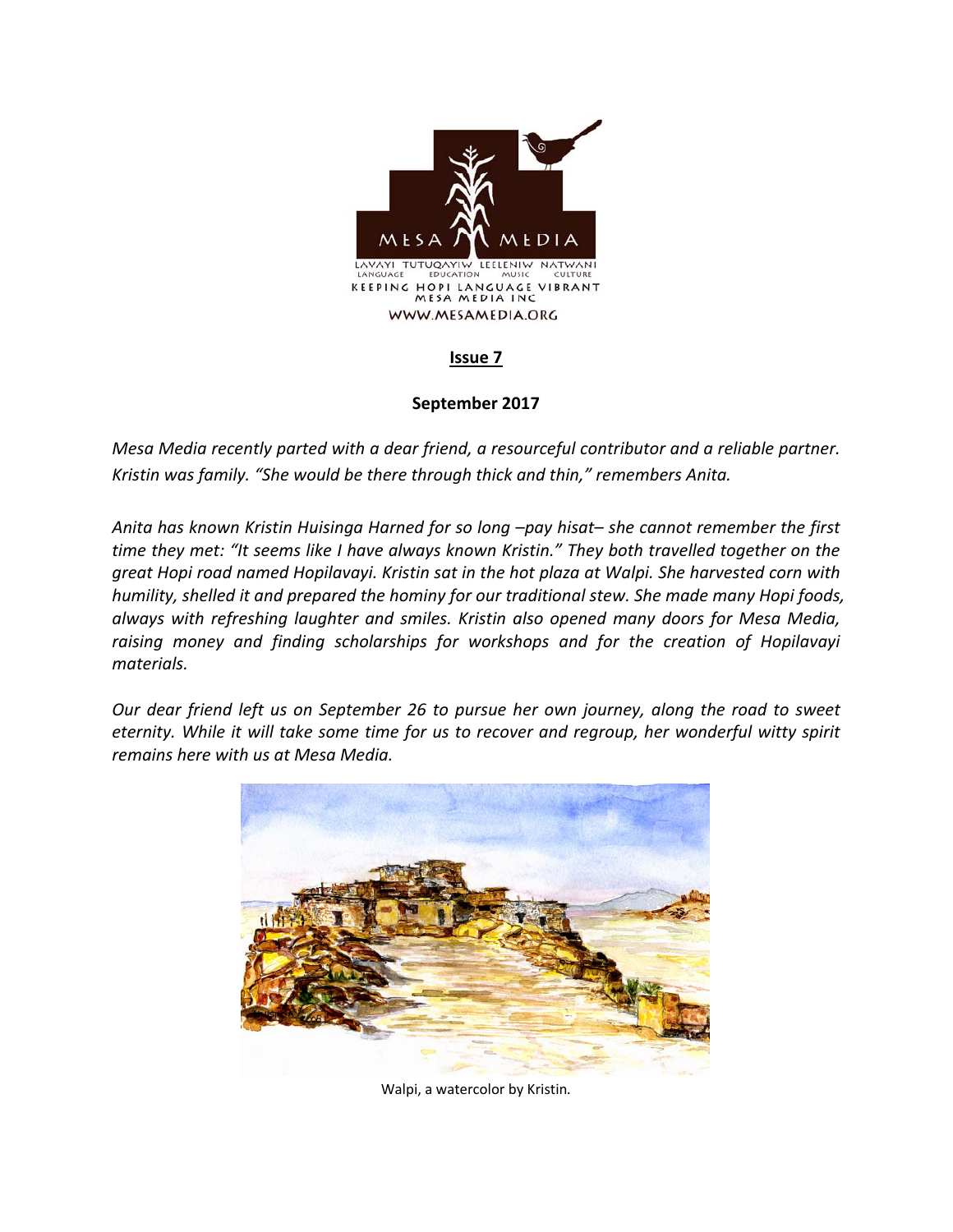MESA MEDIA

LAVAYI TUTUQAYIW LEELENIW NATWANI
LANGUAGE EDUCATION MUSIC CULTURE
KEEPING HOPI LANGUAGE VIBRANT
MESA MEDIA INC
WWW.MESAMEDIA.ORG

**Issue 7**

**September 2017**

*Mesa Media recently parted with a dear friend, a resourceful contributor and a reliable partner. Kristin was family. "She would be there through thick and thin," remembers Anita.*

*Anita has known Kristin Huisinga Harned for so long –pay hisat– she cannot remember the first time they met: "It seems like I have always known Kristin." They both travelled together on the great Hopi road named Hopilavayi. Kristin sat in the hot plaza at Walpi. She harvested corn with humility, shelled it and prepared the hominy for our traditional stew. She made many Hopi foods, always with refreshing laughter and smiles. Kristin also opened many doors for Mesa Media, raising money and finding scholarships for workshops and for the creation of Hopilavayi materials.*

*Our dear friend left us on September 26 to pursue her own journey, along the road to sweet eternity. While it will take some time for us to recover and regroup, her wonderful witty spirit remains here with us at Mesa Media.*

Walpi, a watercolor by Kristin.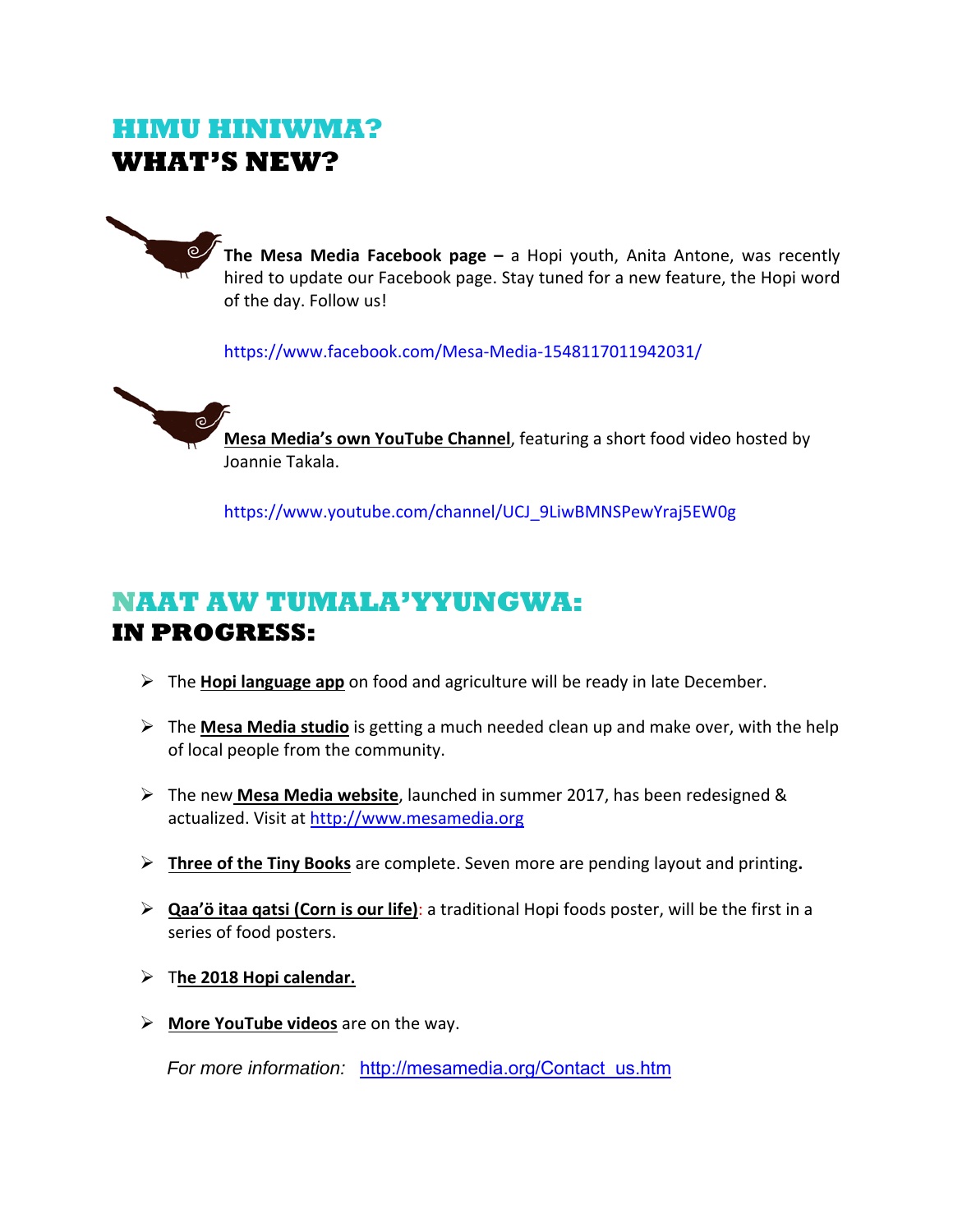## HIMU HINIWMA?
## WHAT'S NEW?

**The Mesa Media Facebook page –** a Hopi youth, Anita Antone, was recently hired to update our Facebook page. Stay tuned for a new feature, the Hopi word of the day. Follow us!

https://www.facebook.com/Mesa-Media-1548117011942031/

**Mesa Media's own YouTube Channel**, featuring a short food video hosted by Joannie Takala.

https://www.youtube.com/channel/UCJ_9LiwBMNSPewYraj5EW0g

## NAAT AW TUMALA'YYUNGWA:
## IN PROGRESS:

- The **Hopi language app** on food and agriculture will be ready in late December.
- The **Mesa Media studio** is getting a much needed clean up and make over, with the help of local people from the community.
- The new **Mesa Media website**, launched in summer 2017, has been redesigned & actualized. Visit at http://www.mesamedia.org
- **Three of the Tiny Books** are complete. Seven more are pending layout and printing**.**
- **Qaa'ö itaa qatsi (Corn is our life)**: a traditional Hopi foods poster, will be the first in a series of food posters.
- T**he 2018 Hopi calendar.**
- **More YouTube videos** are on the way.

*For more information:* http://mesamedia.org/Contact_us.htm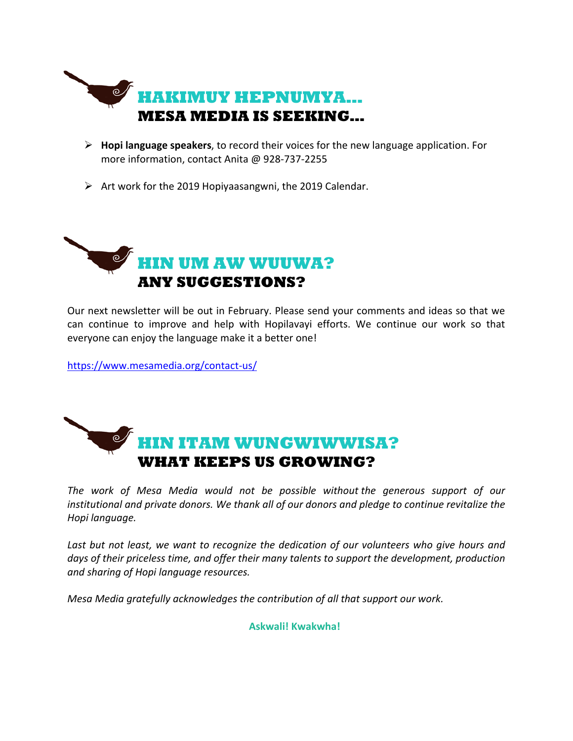## HAKIMUY HEPNUMYA…
## MESA MEDIA IS SEEKING…

- **Hopi language speakers**, to record their voices for the new language application. For more information, contact Anita @ 928-737-2255
- Art work for the 2019 Hopiyaasangwni, the 2019 Calendar.

## HIN UM AW WUUWA?
## ANY SUGGESTIONS?

Our next newsletter will be out in February. Please send your comments and ideas so that we can continue to improve and help with Hopilavayi efforts. We continue our work so that everyone can enjoy the language make it a better one!

https://www.mesamedia.org/contact-us/

## HIN ITAM WUNGWIWWISA?
## WHAT KEEPS US GROWING?

*The work of Mesa Media would not be possible without the generous support of our institutional and private donors. We thank all of our donors and pledge to continue revitalize the Hopi language.*

*Last but not least, we want to recognize the dedication of our volunteers who give hours and days of their priceless time, and offer their many talents to support the development, production and sharing of Hopi language resources.*

*Mesa Media gratefully acknowledges the contribution of all that support our work.*

**Askwali! Kwakwha!**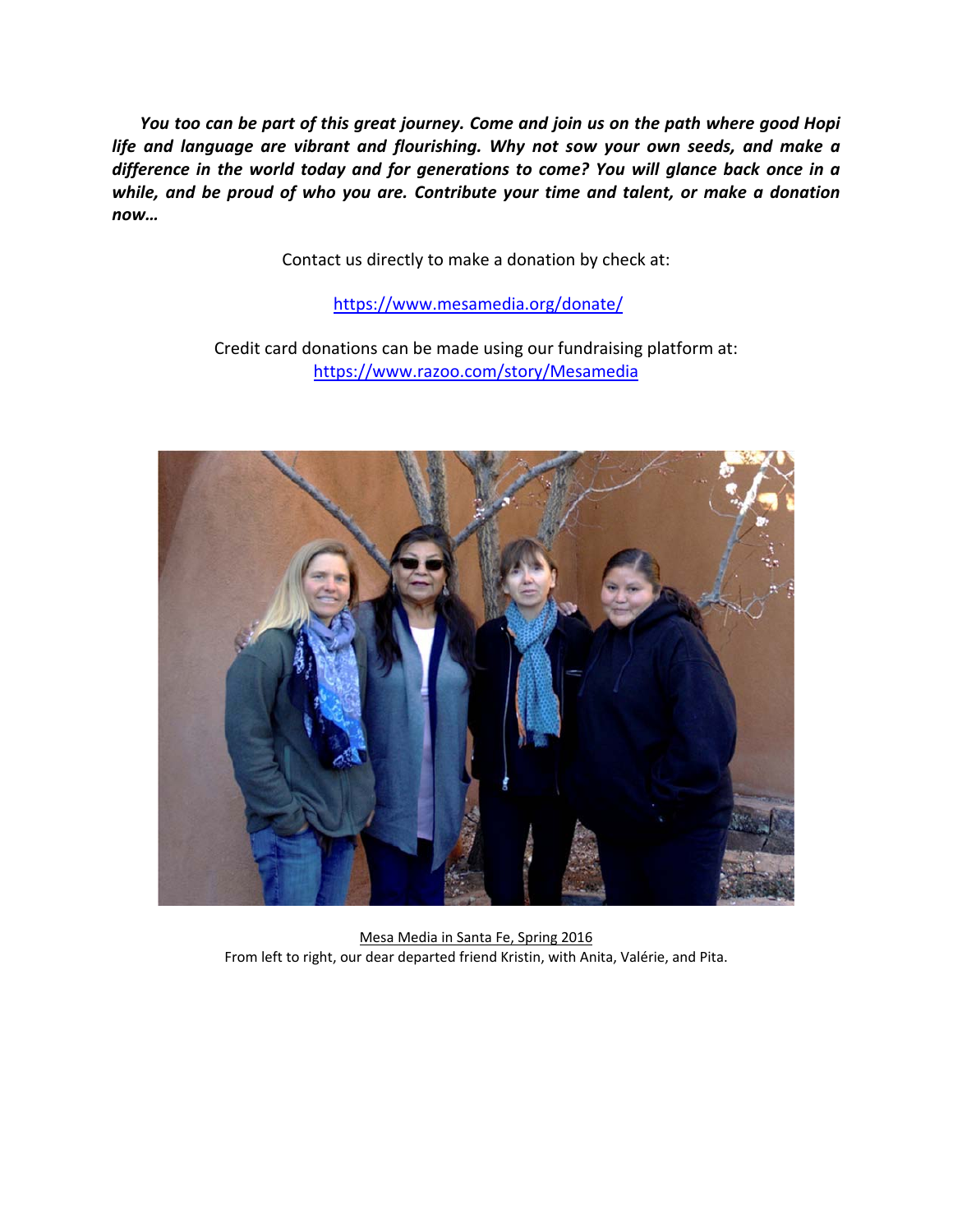***You too can be part of this great journey. Come and join us on the path where good Hopi life and language are vibrant and flourishing. Why not sow your own seeds, and make a difference in the world today and for generations to come? You will glance back once in a while, and be proud of who you are. Contribute your time and talent, or make a donation now…***

Contact us directly to make a donation by check at:

https://www.mesamedia.org/donate/

Credit card donations can be made using our fundraising platform at:
https://www.razoo.com/story/Mesamedia

Mesa Media in Santa Fe, Spring 2016
From left to right, our dear departed friend Kristin, with Anita, Valérie, and Pita.